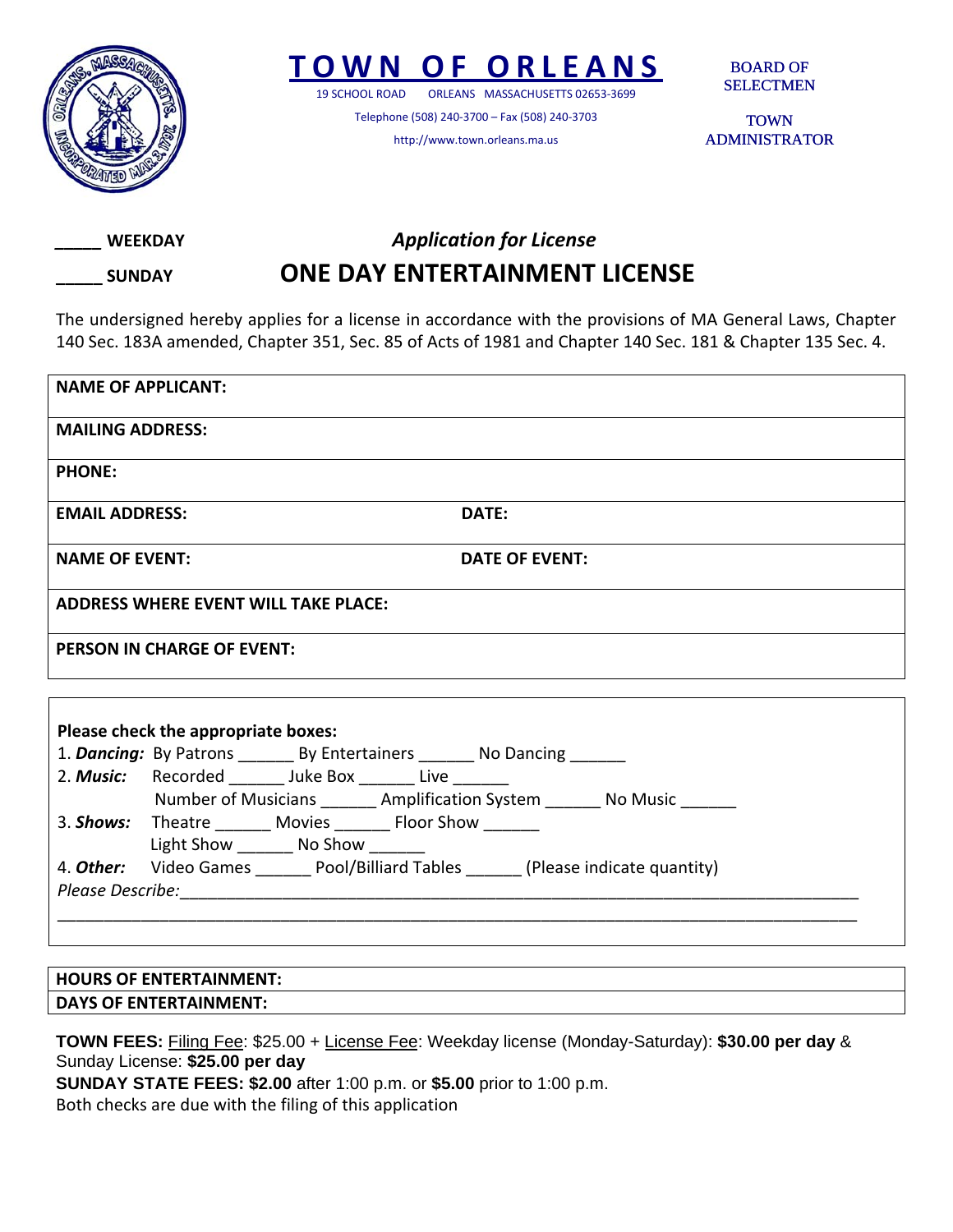# TOWN OF ORLEANS

19 SCHOOL ROAD ORLEANS MASSACHUSETTS 02653-3699

Telephone (508) 240-3700 – Fax (508) 240-3703

http://www.town.orleans.ma.us

BOARD OF SELECTMEN

TOWN ADMINISTRATOR

_____ **WEEKDAY**

_____ **SUNDAY**

*Application for License*

## ONE DAY ENTERTAINMENT LICENSE

The undersigned hereby applies for a license in accordance with the provisions of MA General Laws, Chapter 140 Sec. 183A amended, Chapter 351, Sec. 85 of Acts of 1981 and Chapter 140 Sec. 181 & Chapter 135 Sec. 4.

| | |
|---|---|
| **NAME OF APPLICANT:** | |
| **MAILING ADDRESS:** | |
| **PHONE:** | |
| **EMAIL ADDRESS:** | **DATE:** |
| **NAME OF EVENT:** | **DATE OF EVENT:** |
| **ADDRESS WHERE EVENT WILL TAKE PLACE:** | |
| **PERSON IN CHARGE OF EVENT:** | |

**Please check the appropriate boxes:**

1. ***Dancing:*** By Patrons ______ By Entertainers ______ No Dancing ______
2. ***Music:*** Recorded ______ Juke Box ______ Live ______
   Number of Musicians ______ Amplification System ______ No Music ______
3. ***Shows:*** Theatre ______ Movies ______ Floor Show ______
   Light Show ______ No Show ______
4. ***Other:*** Video Games ______ Pool/Billiard Tables ______ (Please indicate quantity)

*Please Describe:*______________________________________________________________________________

___________________________________________________________________________________________

| |
|---|
| **HOURS OF ENTERTAINMENT:** |
| **DAYS OF ENTERTAINMENT:** |

**TOWN FEES:** Filing Fee: $25.00 + License Fee: Weekday license (Monday-Saturday): **$30.00 per day** & Sunday License: **$25.00 per day**

**SUNDAY STATE FEES: $2.00** after 1:00 p.m. or **$5.00** prior to 1:00 p.m.

Both checks are due with the filing of this application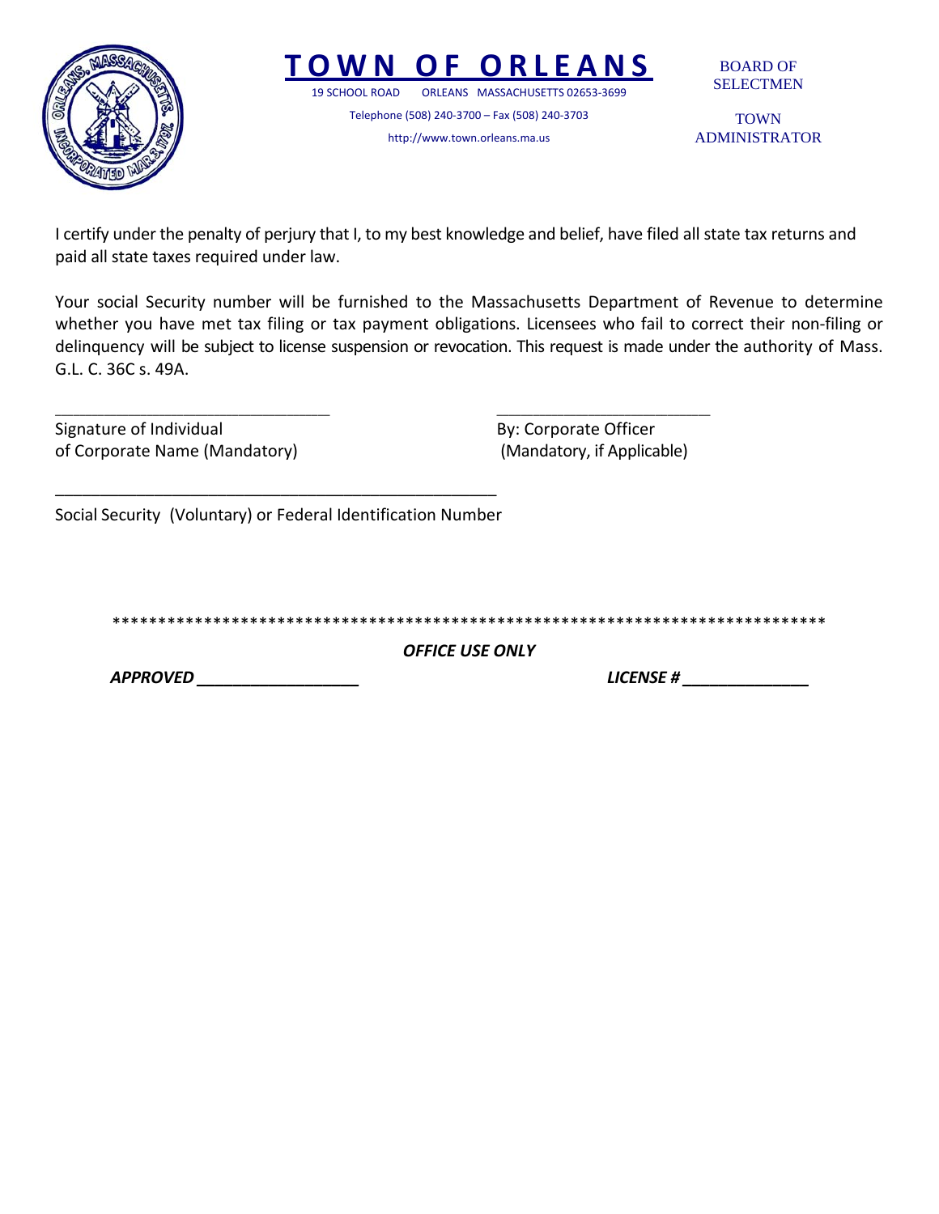# TOWN OF ORLEANS

19 SCHOOL ROAD ORLEANS MASSACHUSETTS 02653-3699

Telephone (508) 240-3700 – Fax (508) 240-3703

http://www.town.orleans.ma.us

BOARD OF SELECTMEN

TOWN ADMINISTRATOR

I certify under the penalty of perjury that I, to my best knowledge and belief, have filed all state tax returns and paid all state taxes required under law.

Your social Security number will be furnished to the Massachusetts Department of Revenue to determine whether you have met tax filing or tax payment obligations. Licensees who fail to correct their non-filing or delinquency will be subject to license suspension or revocation. This request is made under the authority of Mass. G.L. C. 36C s. 49A.

_______________________________ _______________________________

Signature of Individual of Corporate Name (Mandatory) By: Corporate Officer (Mandatory, if Applicable)

__________________________________________________

Social Security (Voluntary) or Federal Identification Number

*********************************************************************************

***OFFICE USE ONLY***

***APPROVED __________________*** ***LICENSE # ______________***